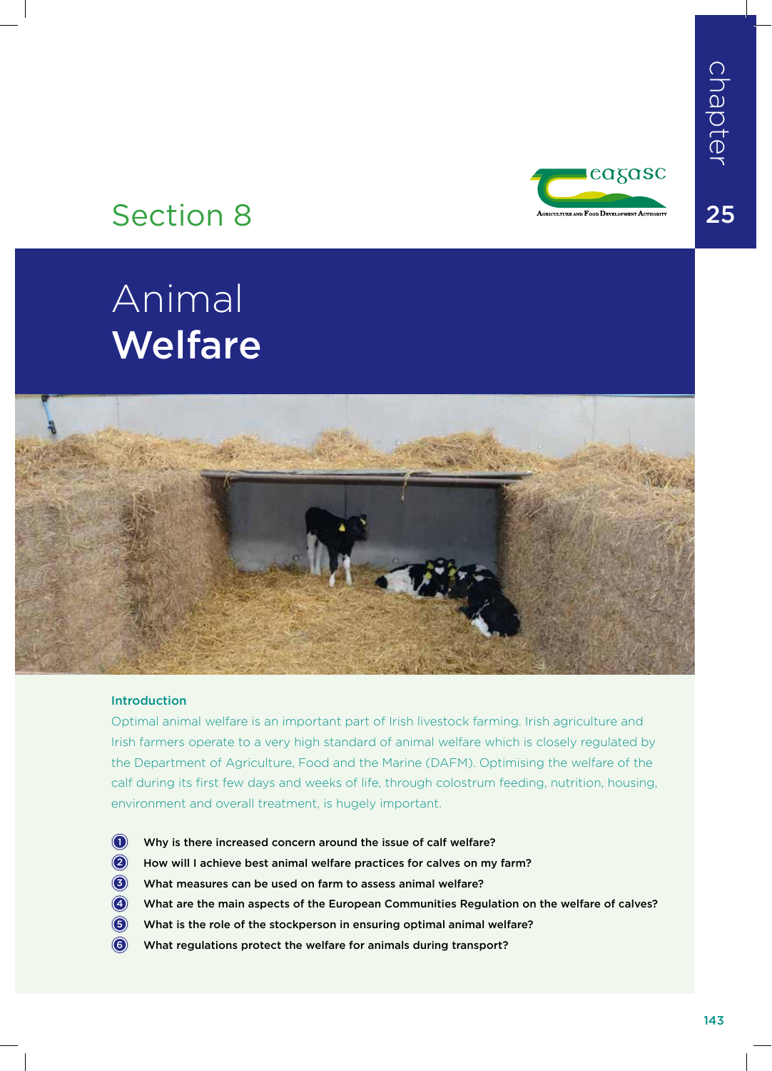chapter 25

Section 8

# Animal **Welfare**

### Introduction

Optimal animal welfare is an important part of Irish livestock farming. Irish agriculture and Irish farmers operate to a very high standard of animal welfare which is closely regulated by the Department of Agriculture, Food and the Marine (DAFM). Optimising the welfare of the calf during its first few days and weeks of life, through colostrum feeding, nutrition, housing, environment and overall treatment, is hugely important.

1. **Why is there increased concern around the issue of calf welfare?**
2. **How will I achieve best animal welfare practices for calves on my farm?**
3. **What measures can be used on farm to assess animal welfare?**
4. **What are the main aspects of the European Communities Regulation on the welfare of calves?**
5. **What is the role of the stockperson in ensuring optimal animal welfare?**
6. **What regulations protect the welfare for animals during transport?**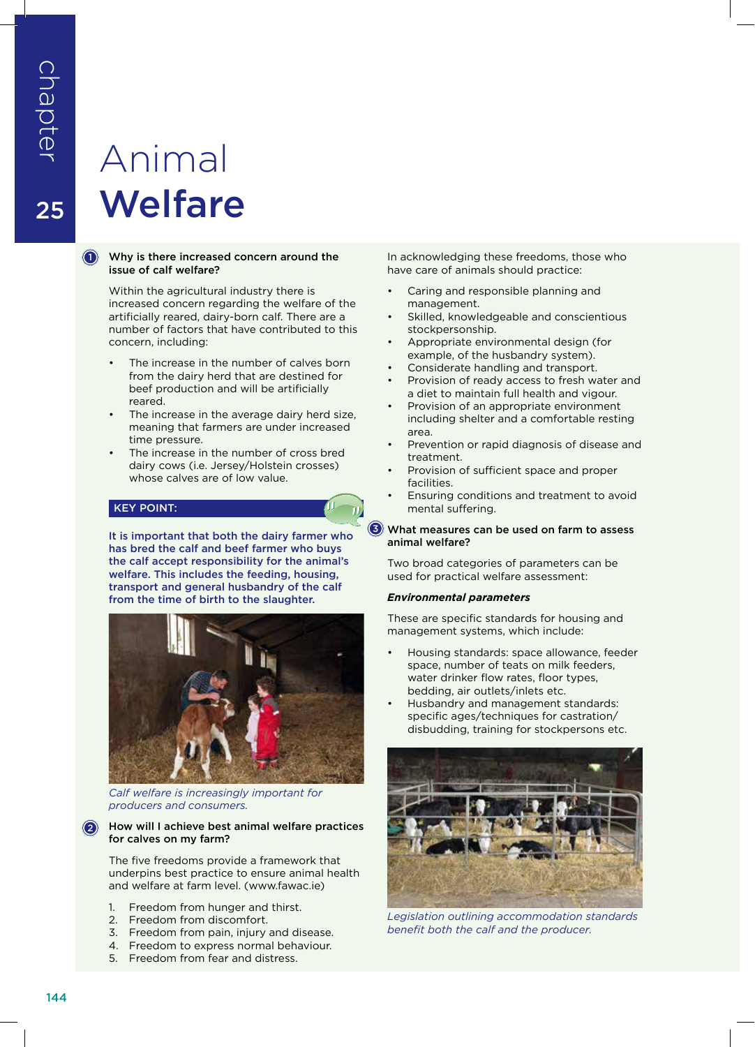# Animal Welfare

Chapter 25

## 1 Why is there increased concern around the issue of calf welfare?

Within the agricultural industry there is increased concern regarding the welfare of the artificially reared, dairy-born calf. There are a number of factors that have contributed to this concern, including:

- The increase in the number of calves born from the dairy herd that are destined for beef production and will be artificially reared.
- The increase in the average dairy herd size, meaning that farmers are under increased time pressure.
- The increase in the number of cross bred dairy cows (i.e. Jersey/Holstein crosses) whose calves are of low value.

**KEY POINT:**

**It is important that both the dairy farmer who has bred the calf and beef farmer who buys the calf accept responsibility for the animal's welfare. This includes the feeding, housing, transport and general husbandry of the calf from the time of birth to the slaughter.**

*Calf welfare is increasingly important for producers and consumers.*

## 2 How will I achieve best animal welfare practices for calves on my farm?

The five freedoms provide a framework that underpins best practice to ensure animal health and welfare at farm level. (www.fawac.ie)

1. Freedom from hunger and thirst.
2. Freedom from discomfort.
3. Freedom from pain, injury and disease.
4. Freedom to express normal behaviour.
5. Freedom from fear and distress.

In acknowledging these freedoms, those who have care of animals should practice:

- Caring and responsible planning and management.
- Skilled, knowledgeable and conscientious stockpersonship.
- Appropriate environmental design (for example, of the husbandry system).
- Considerate handling and transport.
- Provision of ready access to fresh water and a diet to maintain full health and vigour.
- Provision of an appropriate environment including shelter and a comfortable resting area.
- Prevention or rapid diagnosis of disease and treatment.
- Provision of sufficient space and proper facilities.
- Ensuring conditions and treatment to avoid mental suffering.

## 3 What measures can be used on farm to assess animal welfare?

Two broad categories of parameters can be used for practical welfare assessment:

***Environmental parameters***

These are specific standards for housing and management systems, which include:

- Housing standards: space allowance, feeder space, number of teats on milk feeders, water drinker flow rates, floor types, bedding, air outlets/inlets etc.
- Husbandry and management standards: specific ages/techniques for castration/disbudding, training for stockpersons etc.

*Legislation outlining accommodation standards benefit both the calf and the producer.*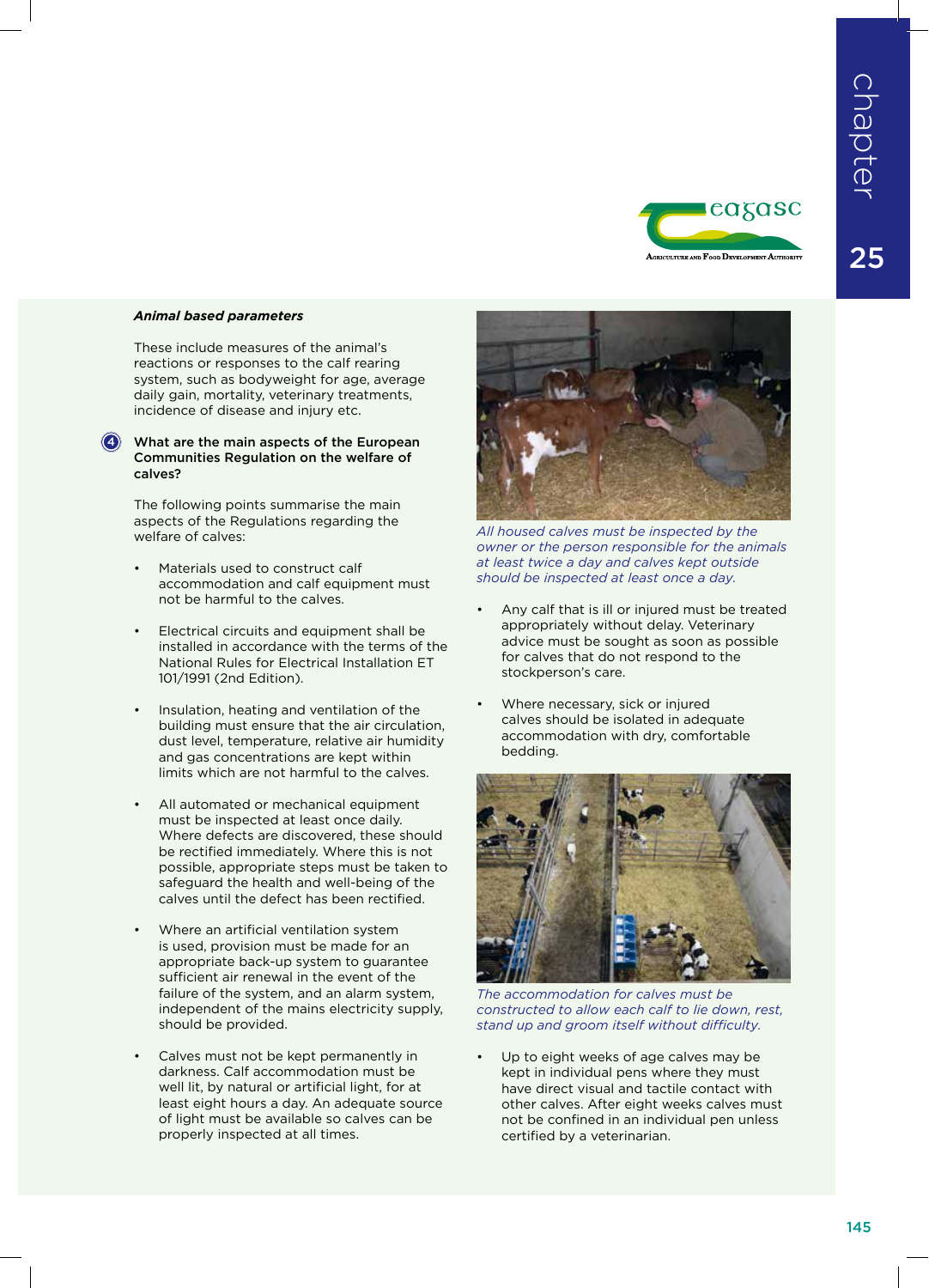***Animal based parameters***

These include measures of the animal's reactions or responses to the calf rearing system, such as bodyweight for age, average daily gain, mortality, veterinary treatments, incidence of disease and injury etc.

### 4 What are the main aspects of the European Communities Regulation on the welfare of calves?

The following points summarise the main aspects of the Regulations regarding the welfare of calves:

- Materials used to construct calf accommodation and calf equipment must not be harmful to the calves.
- Electrical circuits and equipment shall be installed in accordance with the terms of the National Rules for Electrical Installation ET 101/1991 (2nd Edition).
- Insulation, heating and ventilation of the building must ensure that the air circulation, dust level, temperature, relative air humidity and gas concentrations are kept within limits which are not harmful to the calves.
- All automated or mechanical equipment must be inspected at least once daily. Where defects are discovered, these should be rectified immediately. Where this is not possible, appropriate steps must be taken to safeguard the health and well-being of the calves until the defect has been rectified.
- Where an artificial ventilation system is used, provision must be made for an appropriate back-up system to guarantee sufficient air renewal in the event of the failure of the system, and an alarm system, independent of the mains electricity supply, should be provided.
- Calves must not be kept permanently in darkness. Calf accommodation must be well lit, by natural or artificial light, for at least eight hours a day. An adequate source of light must be available so calves can be properly inspected at all times.

*All housed calves must be inspected by the owner or the person responsible for the animals at least twice a day and calves kept outside should be inspected at least once a day.*

- Any calf that is ill or injured must be treated appropriately without delay. Veterinary advice must be sought as soon as possible for calves that do not respond to the stockperson's care.
- Where necessary, sick or injured calves should be isolated in adequate accommodation with dry, comfortable bedding.

*The accommodation for calves must be constructed to allow each calf to lie down, rest, stand up and groom itself without difficulty.*

- Up to eight weeks of age calves may be kept in individual pens where they must have direct visual and tactile contact with other calves. After eight weeks calves must not be confined in an individual pen unless certified by a veterinarian.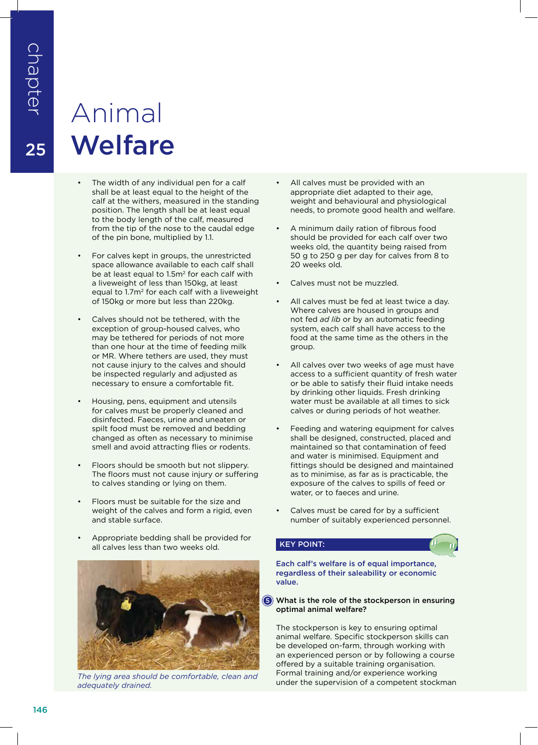# Animal Welfare

- The width of any individual pen for a calf shall be at least equal to the height of the calf at the withers, measured in the standing position. The length shall be at least equal to the body length of the calf, measured from the tip of the nose to the caudal edge of the pin bone, multiplied by 1.1.
- For calves kept in groups, the unrestricted space allowance available to each calf shall be at least equal to 1.5m² for each calf with a liveweight of less than 150kg, at least equal to 1.7m² for each calf with a liveweight of 150kg or more but less than 220kg.
- Calves should not be tethered, with the exception of group-housed calves, who may be tethered for periods of not more than one hour at the time of feeding milk or MR. Where tethers are used, they must not cause injury to the calves and should be inspected regularly and adjusted as necessary to ensure a comfortable fit.
- Housing, pens, equipment and utensils for calves must be properly cleaned and disinfected. Faeces, urine and uneaten or spilt food must be removed and bedding changed as often as necessary to minimise smell and avoid attracting flies or rodents.
- Floors should be smooth but not slippery. The floors must not cause injury or suffering to calves standing or lying on them.
- Floors must be suitable for the size and weight of the calves and form a rigid, even and stable surface.
- Appropriate bedding shall be provided for all calves less than two weeks old.

*The lying area should be comfortable, clean and adequately drained.*

- All calves must be provided with an appropriate diet adapted to their age, weight and behavioural and physiological needs, to promote good health and welfare.
- A minimum daily ration of fibrous food should be provided for each calf over two weeks old, the quantity being raised from 50 g to 250 g per day for calves from 8 to 20 weeks old.
- Calves must not be muzzled.
- All calves must be fed at least twice a day. Where calves are housed in groups and not fed *ad lib* or by an automatic feeding system, each calf shall have access to the food at the same time as the others in the group.
- All calves over two weeks of age must have access to a sufficient quantity of fresh water or be able to satisfy their fluid intake needs by drinking other liquids. Fresh drinking water must be available at all times to sick calves or during periods of hot weather.
- Feeding and watering equipment for calves shall be designed, constructed, placed and maintained so that contamination of feed and water is minimised. Equipment and fittings should be designed and maintained as to minimise, as far as is practicable, the exposure of the calves to spills of feed or water, or to faeces and urine.
- Calves must be cared for by a sufficient number of suitably experienced personnel.

**KEY POINT:**

**Each calf's welfare is of equal importance, regardless of their saleability or economic value.**

### 5 What is the role of the stockperson in ensuring optimal animal welfare?

The stockperson is key to ensuring optimal animal welfare. Specific stockperson skills can be developed on-farm, through working with an experienced person or by following a course offered by a suitable training organisation. Formal training and/or experience working under the supervision of a competent stockman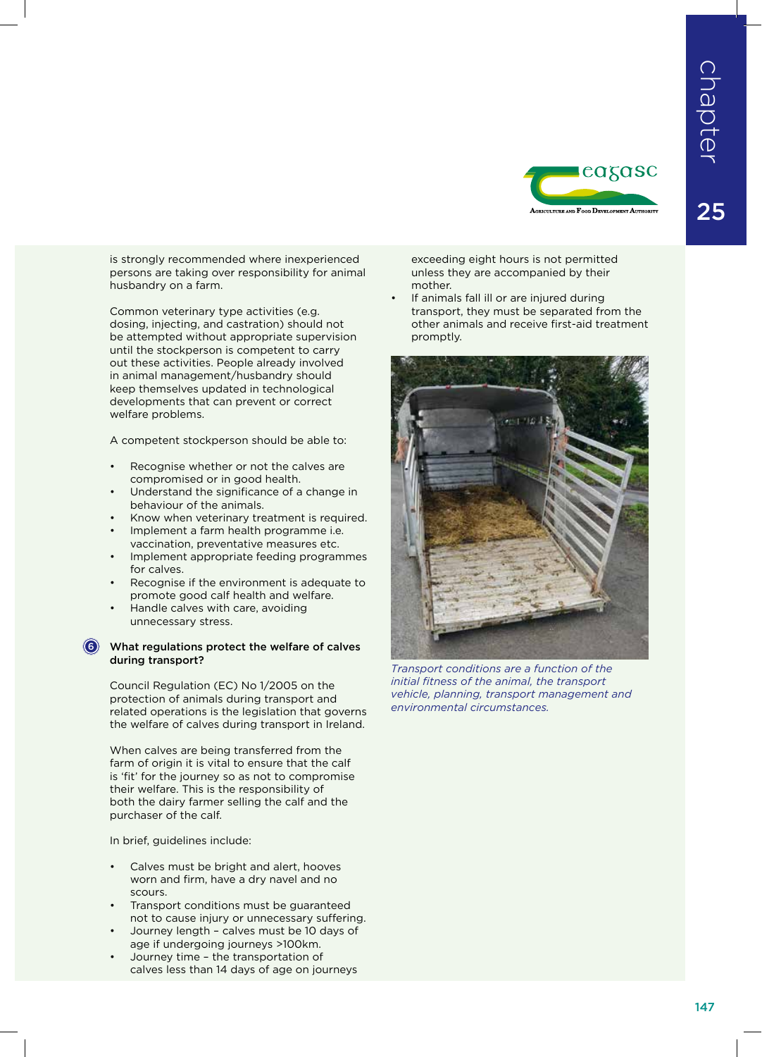is strongly recommended where inexperienced persons are taking over responsibility for animal husbandry on a farm.

Common veterinary type activities (e.g. dosing, injecting, and castration) should not be attempted without appropriate supervision until the stockperson is competent to carry out these activities. People already involved in animal management/husbandry should keep themselves updated in technological developments that can prevent or correct welfare problems.

A competent stockperson should be able to:

- Recognise whether or not the calves are compromised or in good health.
- Understand the significance of a change in behaviour of the animals.
- Know when veterinary treatment is required.
- Implement a farm health programme i.e. vaccination, preventative measures etc.
- Implement appropriate feeding programmes for calves.
- Recognise if the environment is adequate to promote good calf health and welfare.
- Handle calves with care, avoiding unnecessary stress.

### 6 What regulations protect the welfare of calves during transport?

Council Regulation (EC) No 1/2005 on the protection of animals during transport and related operations is the legislation that governs the welfare of calves during transport in Ireland.

When calves are being transferred from the farm of origin it is vital to ensure that the calf is 'fit' for the journey so as not to compromise their welfare. This is the responsibility of both the dairy farmer selling the calf and the purchaser of the calf.

In brief, guidelines include:

- Calves must be bright and alert, hooves worn and firm, have a dry navel and no scours.
- Transport conditions must be guaranteed not to cause injury or unnecessary suffering.
- Journey length – calves must be 10 days of age if undergoing journeys >100km.
- Journey time – the transportation of calves less than 14 days of age on journeys exceeding eight hours is not permitted unless they are accompanied by their mother.
- If animals fall ill or are injured during transport, they must be separated from the other animals and receive first-aid treatment promptly.

*Transport conditions are a function of the initial fitness of the animal, the transport vehicle, planning, transport management and environmental circumstances.*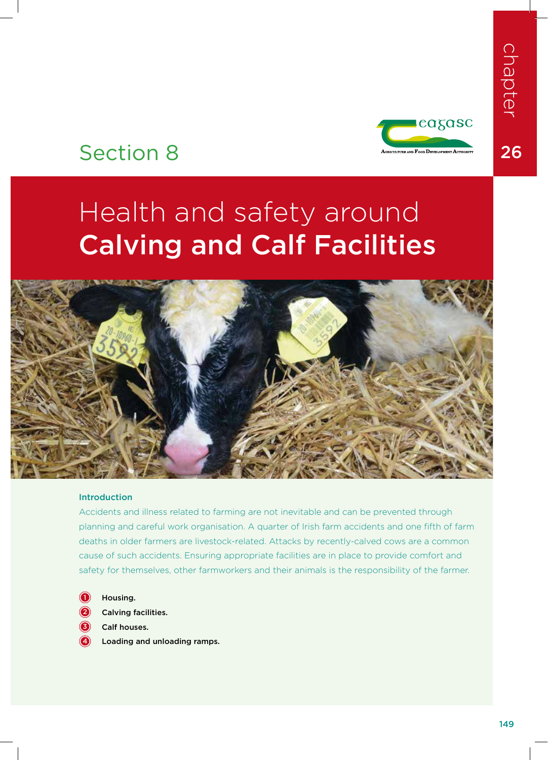chapter

26

Section 8

# Health and safety around **Calving and Calf Facilities**

### Introduction

Accidents and illness related to farming are not inevitable and can be prevented through planning and careful work organisation. A quarter of Irish farm accidents and one fifth of farm deaths in older farmers are livestock-related. Attacks by recently-calved cows are a common cause of such accidents. Ensuring appropriate facilities are in place to provide comfort and safety for themselves, other farmworkers and their animals is the responsibility of the farmer.

1. **Housing.**
2. **Calving facilities.**
3. **Calf houses.**
4. **Loading and unloading ramps.**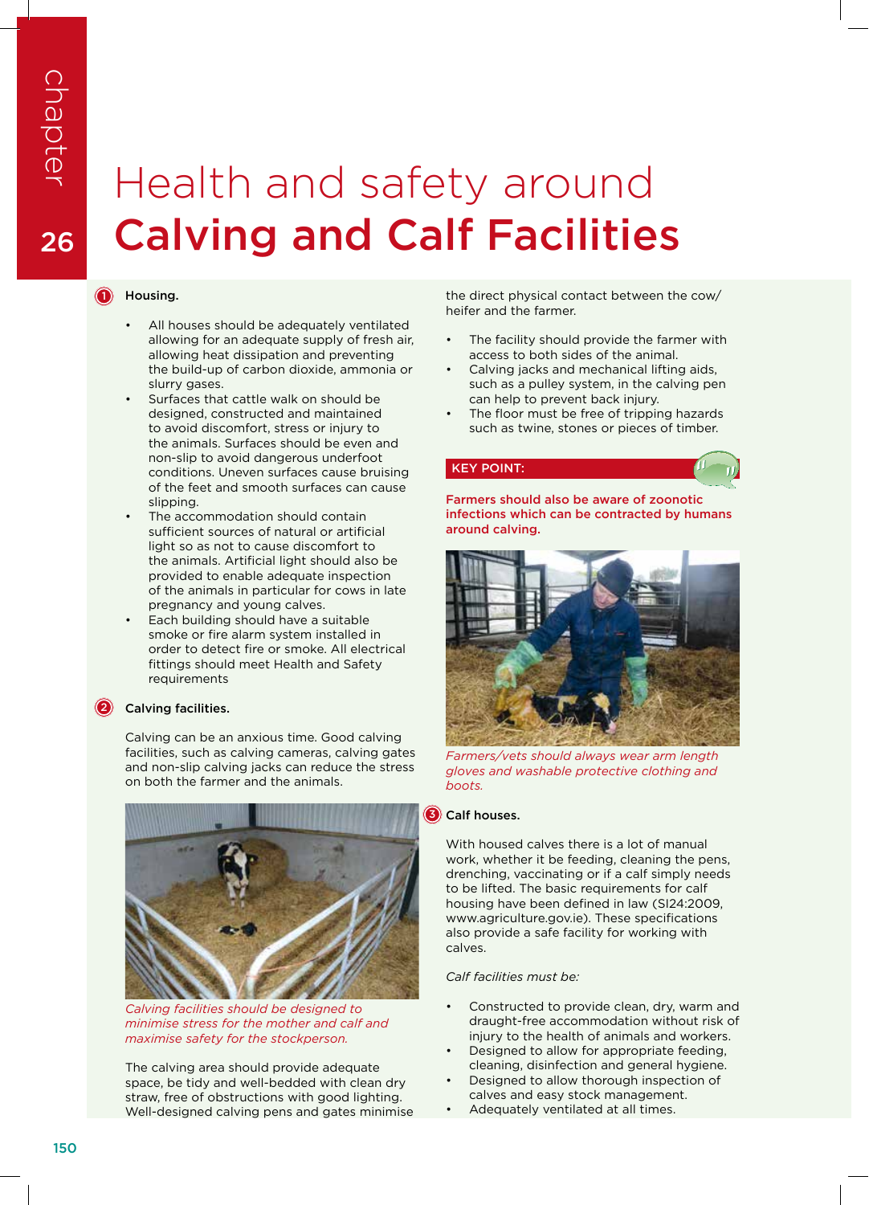# Health and safety around **Calving and Calf Facilities**

chapter 26

## 1 Housing.

- All houses should be adequately ventilated allowing for an adequate supply of fresh air, allowing heat dissipation and preventing the build-up of carbon dioxide, ammonia or slurry gases.
- Surfaces that cattle walk on should be designed, constructed and maintained to avoid discomfort, stress or injury to the animals. Surfaces should be even and non-slip to avoid dangerous underfoot conditions. Uneven surfaces cause bruising of the feet and smooth surfaces can cause slipping.
- The accommodation should contain sufficient sources of natural or artificial light so as not to cause discomfort to the animals. Artificial light should also be provided to enable adequate inspection of the animals in particular for cows in late pregnancy and young calves.
- Each building should have a suitable smoke or fire alarm system installed in order to detect fire or smoke. All electrical fittings should meet Health and Safety requirements

## 2 Calving facilities.

Calving can be an anxious time. Good calving facilities, such as calving cameras, calving gates and non-slip calving jacks can reduce the stress on both the farmer and the animals.

*Calving facilities should be designed to minimise stress for the mother and calf and maximise safety for the stockperson.*

The calving area should provide adequate space, be tidy and well-bedded with clean dry straw, free of obstructions with good lighting. Well-designed calving pens and gates minimise the direct physical contact between the cow/heifer and the farmer.

- The facility should provide the farmer with access to both sides of the animal.
- Calving jacks and mechanical lifting aids, such as a pulley system, in the calving pen can help to prevent back injury.
- The floor must be free of tripping hazards such as twine, stones or pieces of timber.

**KEY POINT:**

**Farmers should also be aware of zoonotic infections which can be contracted by humans around calving.**

*Farmers/vets should always wear arm length gloves and washable protective clothing and boots.*

## 3 Calf houses.

With housed calves there is a lot of manual work, whether it be feeding, cleaning the pens, drenching, vaccinating or if a calf simply needs to be lifted. The basic requirements for calf housing have been defined in law (SI24:2009, www.agriculture.gov.ie). These specifications also provide a safe facility for working with calves.

*Calf facilities must be:*

- Constructed to provide clean, dry, warm and draught-free accommodation without risk of injury to the health of animals and workers.
- Designed to allow for appropriate feeding, cleaning, disinfection and general hygiene.
- Designed to allow thorough inspection of calves and easy stock management.
- Adequately ventilated at all times.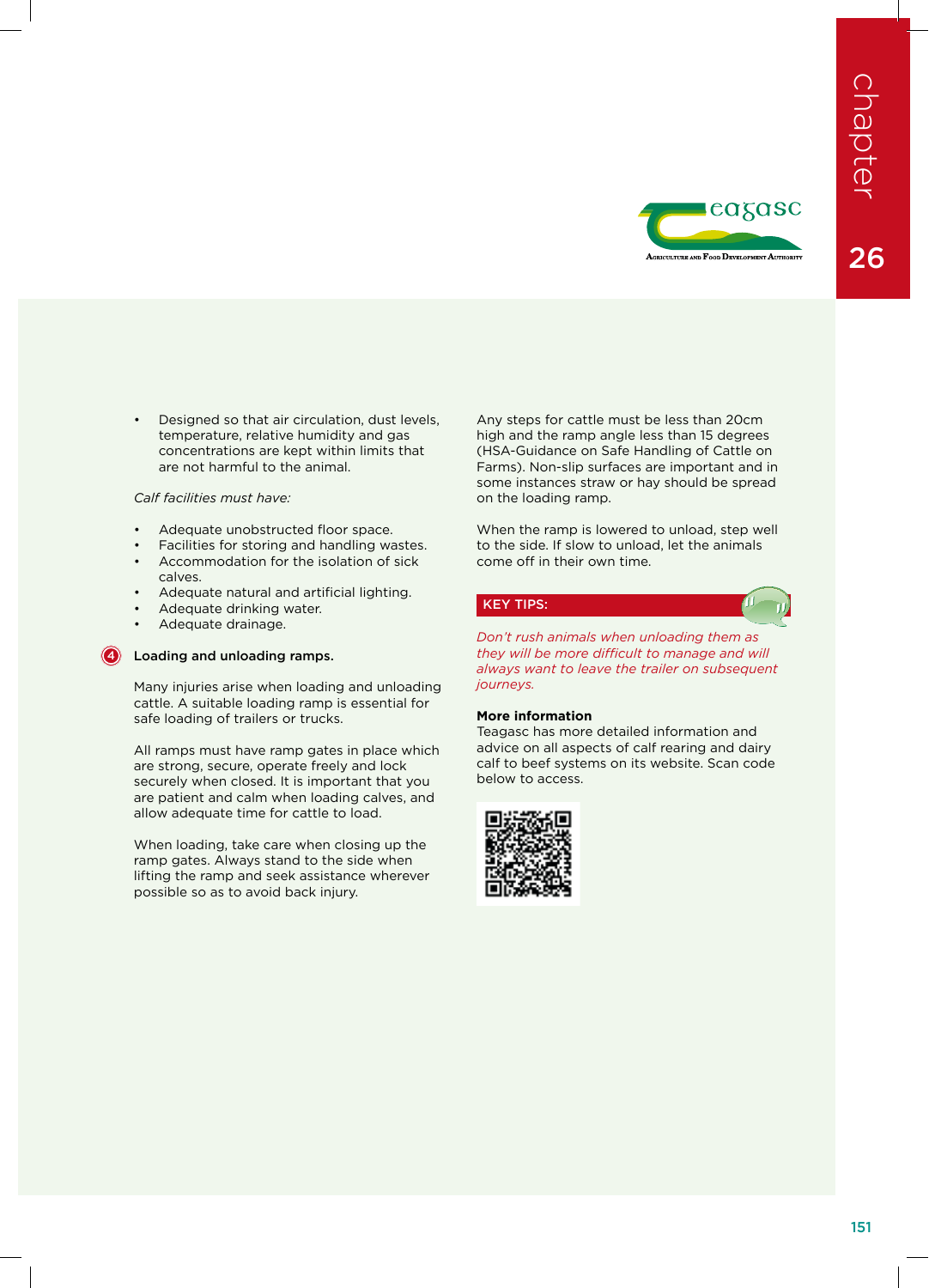- Designed so that air circulation, dust levels, temperature, relative humidity and gas concentrations are kept within limits that are not harmful to the animal.

*Calf facilities must have:*

- Adequate unobstructed floor space.
- Facilities for storing and handling wastes.
- Accommodation for the isolation of sick calves.
- Adequate natural and artificial lighting.
- Adequate drinking water.
- Adequate drainage.

### 4 Loading and unloading ramps.

Many injuries arise when loading and unloading cattle. A suitable loading ramp is essential for safe loading of trailers or trucks.

All ramps must have ramp gates in place which are strong, secure, operate freely and lock securely when closed. It is important that you are patient and calm when loading calves, and allow adequate time for cattle to load.

When loading, take care when closing up the ramp gates. Always stand to the side when lifting the ramp and seek assistance wherever possible so as to avoid back injury.

Any steps for cattle must be less than 20cm high and the ramp angle less than 15 degrees (HSA-Guidance on Safe Handling of Cattle on Farms). Non-slip surfaces are important and in some instances straw or hay should be spread on the loading ramp.

When the ramp is lowered to unload, step well to the side. If slow to unload, let the animals come off in their own time.

**KEY TIPS:**

*Don't rush animals when unloading them as they will be more difficult to manage and will always want to leave the trailer on subsequent journeys.*

**More information**

Teagasc has more detailed information and advice on all aspects of calf rearing and dairy calf to beef systems on its website. Scan code below to access.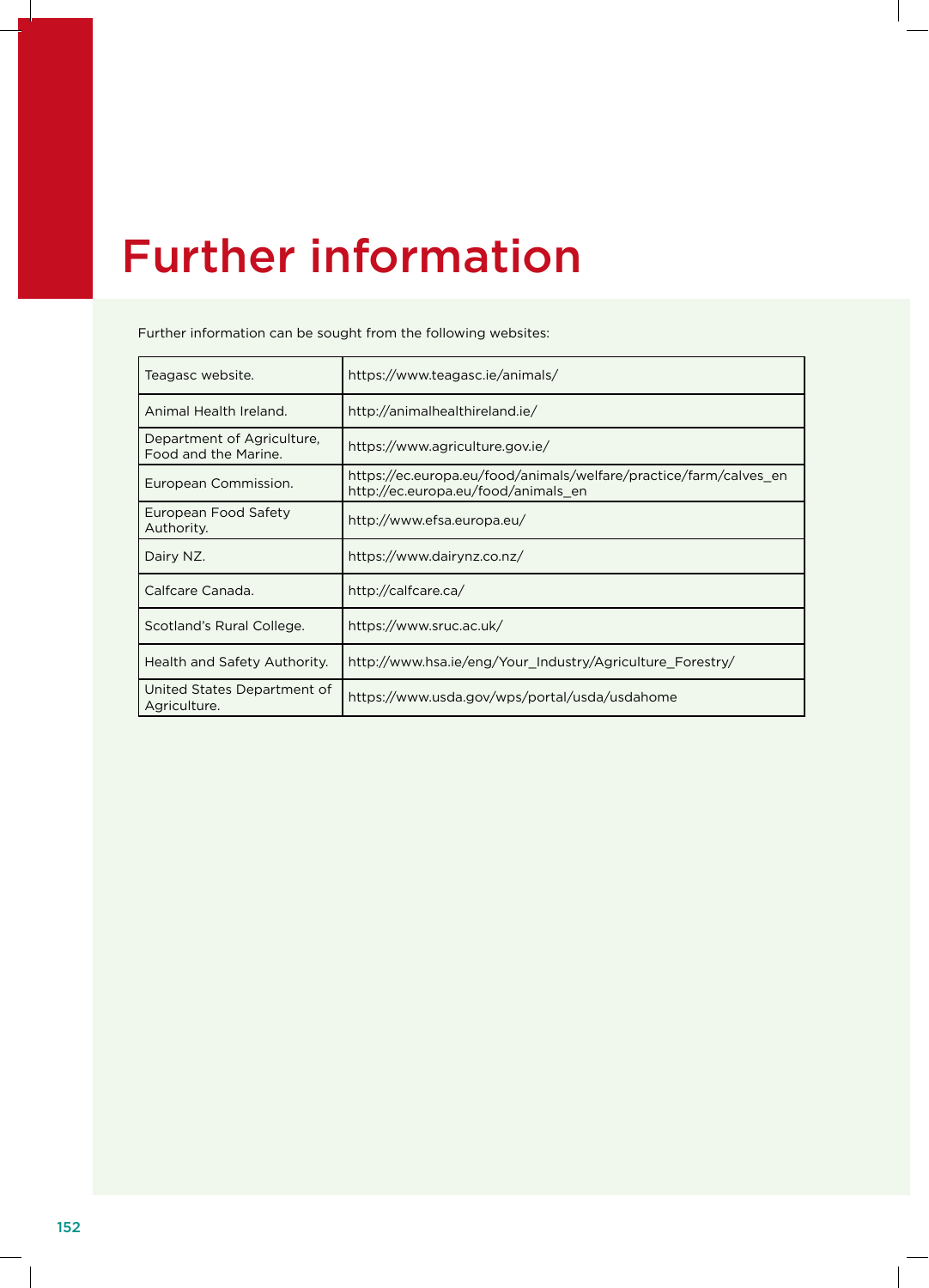# Further information

Further information can be sought from the following websites:

| | |
|---|---|
| Teagasc website. | https://www.teagasc.ie/animals/ |
| Animal Health Ireland. | http://animalhealthireland.ie/ |
| Department of Agriculture, Food and the Marine. | https://www.agriculture.gov.ie/ |
| European Commission. | https://ec.europa.eu/food/animals/welfare/practice/farm/calves_en http://ec.europa.eu/food/animals_en |
| European Food Safety Authority. | http://www.efsa.europa.eu/ |
| Dairy NZ. | https://www.dairynz.co.nz/ |
| Calfcare Canada. | http://calfcare.ca/ |
| Scotland's Rural College. | https://www.sruc.ac.uk/ |
| Health and Safety Authority. | http://www.hsa.ie/eng/Your_Industry/Agriculture_Forestry/ |
| United States Department of Agriculture. | https://www.usda.gov/wps/portal/usda/usdahome |